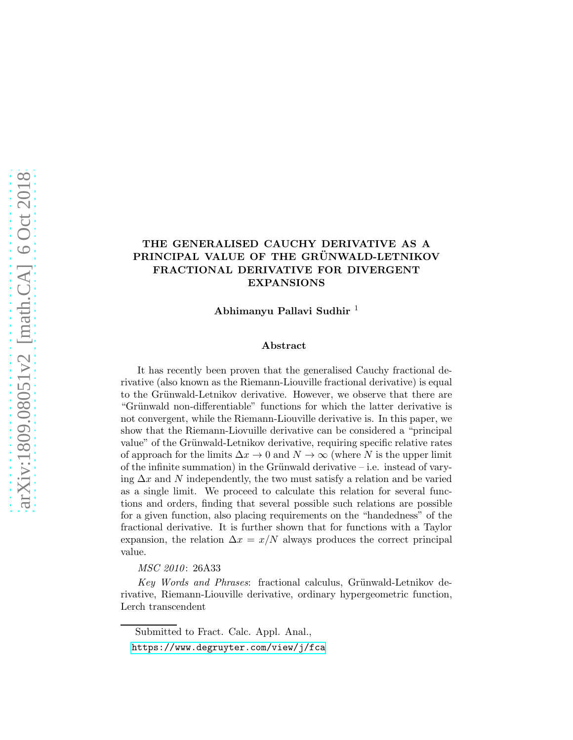# THE GENERALISED CAUCHY DERIVATIVE AS A PRINCIPAL VALUE OF THE GRÜNWALD-LETNIKOV FRACTIONAL DERIVATIVE FOR DIVERGENT EXPANSIONS

**Abhimanyu Pallavi Sudhir** [1]

## Abstract

It has recently been proven that the generalised Cauchy fractional derivative (also known as the Riemann-Liouville fractional derivative) is equal to the Grünwald-Letnikov derivative. However, we observe that there are "Grünwald non-differentiable" functions for which the latter derivative is not convergent, while the Riemann-Liouville derivative is. In this paper, we show that the Riemann-Liovuille derivative can be considered a "principal value" of the Grünwald-Letnikov derivative, requiring specific relative rates of approach for the limits $\Delta x \to 0$ and $N \to \infty$ (where $N$ is the upper limit of the infinite summation) in the Grünwald derivative – i.e. instead of varying $\Delta x$ and $N$ independently, the two must satisfy a relation and be varied as a single limit. We proceed to calculate this relation for several functions and orders, finding that several possible such relations are possible for a given function, also placing requirements on the "handedness" of the fractional derivative. It is further shown that for functions with a Taylor expansion, the relation $\Delta x = x/N$ always produces the correct principal value.

*MSC 2010*: 26A33

*Key Words and Phrases*: fractional calculus, Grünwald-Letnikov derivative, Riemann-Liouville derivative, ordinary hypergeometric function, Lerch transcendent

---

Submitted to Fract. Calc. Appl. Anal.,

https://www.degruyter.com/view/j/fca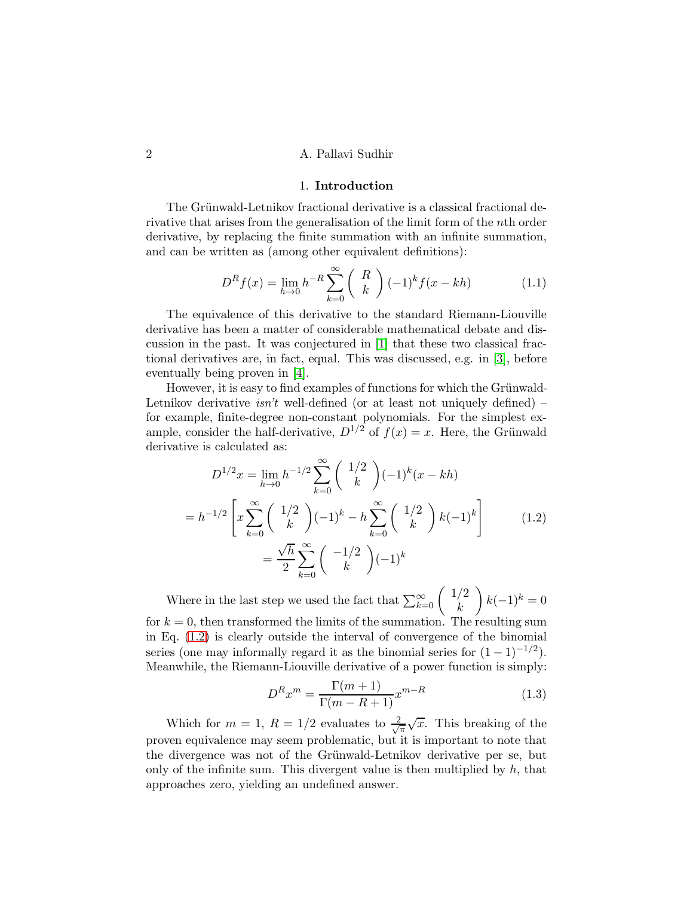## 1. Introduction

The Grünwald-Letnikov fractional derivative is a classical fractional derivative that arises from the generalisation of the limit form of the $n$th order derivative, by replacing the finite summation with an infinite summation, and can be written as (among other equivalent definitions):

$$D^R f(x) = \lim_{h\to 0} h^{-R} \sum_{k=0}^{\infty} \binom{R}{k} (-1)^k f(x-kh) \tag{1.1}$$

The equivalence of this derivative to the standard Riemann-Liouville derivative has been a matter of considerable mathematical debate and discussion in the past. It was conjectured in [1] that these two classical fractional derivatives are, in fact, equal. This was discussed, e.g. in [3], before eventually being proven in [4].

However, it is easy to find examples of functions for which the Grünwald-Letnikov derivative *isn't* well-defined (or at least not uniquely defined) – for example, finite-degree non-constant polynomials. For the simplest example, consider the half-derivative, $D^{1/2}$ of $f(x) = x$. Here, the Grünwald derivative is calculated as:

$$\begin{gathered} D^{1/2} x = \lim_{h\to 0} h^{-1/2} \sum_{k=0}^{\infty} \binom{1/2}{k} (-1)^k (x-kh) \\ = h^{-1/2} \left[ x \sum_{k=0}^{\infty} \binom{1/2}{k} (-1)^k - h \sum_{k=0}^{\infty} \binom{1/2}{k} k (-1)^k \right] \\ = \frac{\sqrt{h}}{2} \sum_{k=0}^{\infty} \binom{-1/2}{k} (-1)^k \end{gathered} \tag{1.2}$$

Where in the last step we used the fact that $\sum_{k=0}^{\infty} \binom{1/2}{k} k(-1)^k = 0$ for $k = 0$, then transformed the limits of the summation. The resulting sum in Eq. (1.2) is clearly outside the interval of convergence of the binomial series (one may informally regard it as the binomial series for $(1-1)^{-1/2}$). Meanwhile, the Riemann-Liouville derivative of a power function is simply:

$$D^R x^m = \frac{\Gamma(m+1)}{\Gamma(m-R+1)} x^{m-R} \tag{1.3}$$

Which for $m = 1$, $R = 1/2$ evaluates to $\frac{2}{\sqrt{\pi}}\sqrt{x}$. This breaking of the proven equivalence may seem problematic, but it is important to note that the divergence was not of the Grünwald-Letnikov derivative per se, but only of the infinite sum. This divergent value is then multiplied by $h$, that approaches zero, yielding an undefined answer.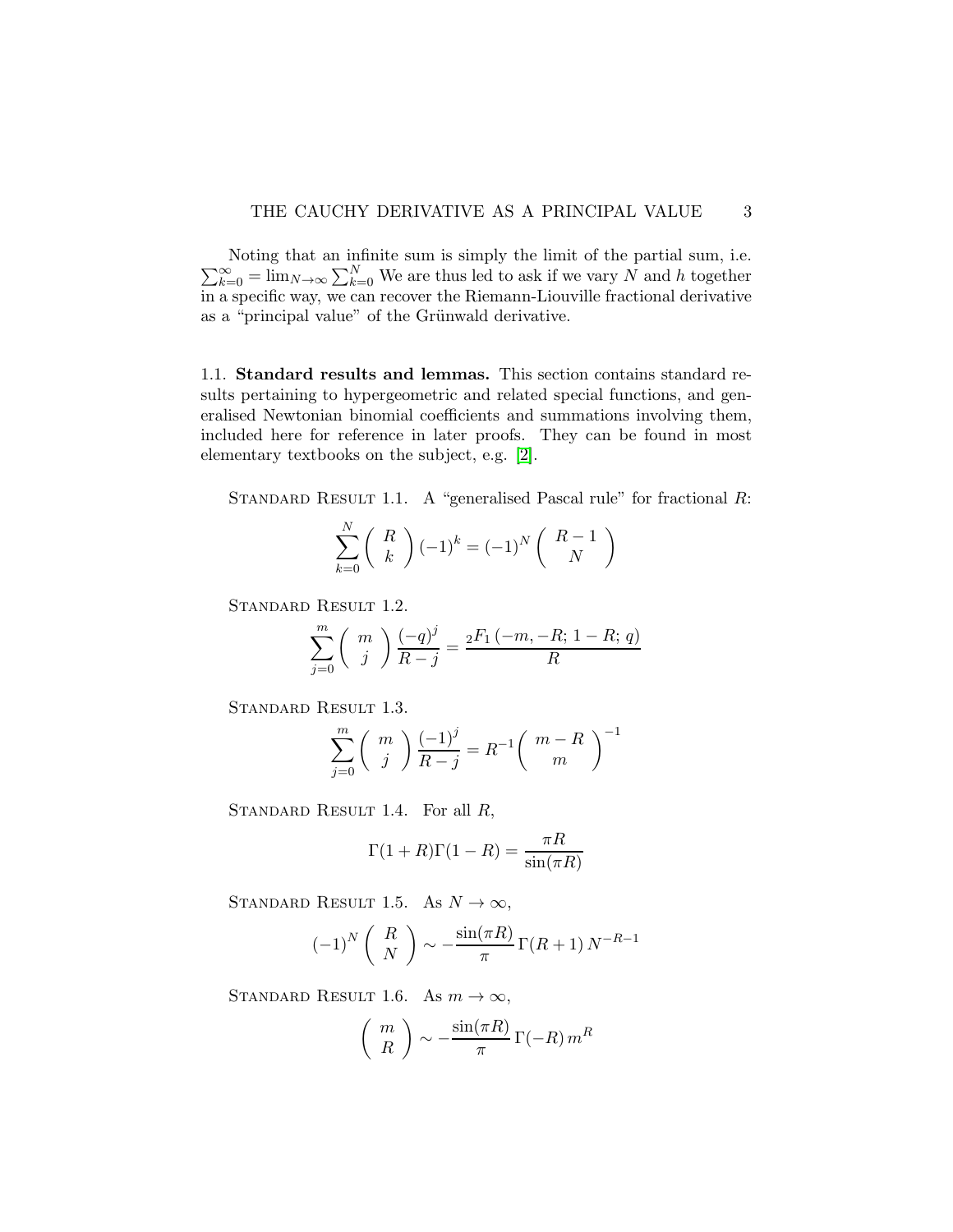Noting that an infinite sum is simply the limit of the partial sum, i.e. $\sum_{k=0}^{\infty} = \lim_{N\to\infty} \sum_{k=0}^{N}$ We are thus led to ask if we vary $N$ and $h$ together in a specific way, we can recover the Riemann-Liouville fractional derivative as a "principal value" of the Grünwald derivative.

## 1.1. **Standard results and lemmas.**

This section contains standard results pertaining to hypergeometric and related special functions, and generalised Newtonian binomial coefficients and summations involving them, included here for reference in later proofs. They can be found in most elementary textbooks on the subject, e.g. [2].

Standard Result 1.1. A "generalised Pascal rule" for fractional $R$:

$$\sum_{k=0}^{N} \left( \begin{array}{c} R \\ k \end{array} \right) (-1)^k = (-1)^N \left( \begin{array}{c} R-1 \\ N \end{array} \right)$$

Standard Result 1.2.

$$\sum_{j=0}^{m} \left( \begin{array}{c} m \\ j \end{array} \right) \frac{(-q)^j}{R-j} = \frac{{}_2F_1\left(-m, -R; 1-R; q\right)}{R}$$

Standard Result 1.3.

$$\sum_{j=0}^{m} \left( \begin{array}{c} m \\ j \end{array} \right) \frac{(-1)^j}{R-j} = R^{-1} \left( \begin{array}{c} m-R \\ m \end{array} \right)^{-1}$$

Standard Result 1.4. For all $R$,

$$\Gamma(1+R)\Gamma(1-R) = \frac{\pi R}{\sin(\pi R)}$$

Standard Result 1.5. As $N \to \infty$,

$$(-1)^N \left( \begin{array}{c} R \\ N \end{array} \right) \sim -\frac{\sin(\pi R)}{\pi}\, \Gamma(R+1)\, N^{-R-1}$$

Standard Result 1.6. As $m \to \infty$,

$$\left( \begin{array}{c} m \\ R \end{array} \right) \sim -\frac{\sin(\pi R)}{\pi}\, \Gamma(-R)\, m^R$$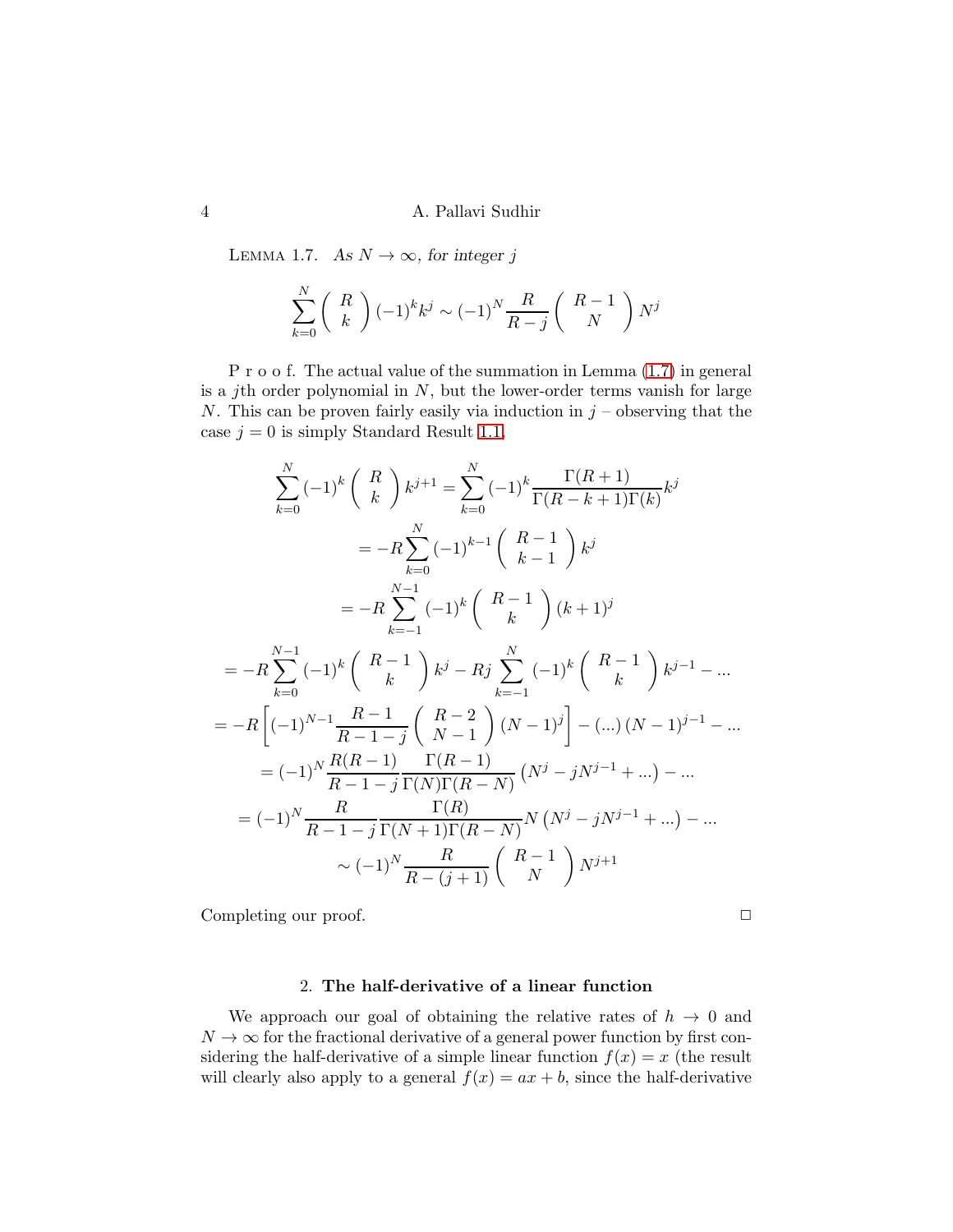LEMMA 1.7. *As $N \to \infty$, for integer $j$*

$$\sum_{k=0}^{N} \binom{R}{k} (-1)^k k^j \sim (-1)^N \frac{R}{R-j} \binom{R-1}{N} N^j$$

P r o o f. The actual value of the summation in Lemma (1.7) in general is a $j$th order polynomial in $N$, but the lower-order terms vanish for large $N$. This can be proven fairly easily via induction in $j$ – observing that the case $j = 0$ is simply Standard Result 1.1.

$$\begin{aligned}
\sum_{k=0}^{N} (-1)^k \binom{R}{k} k^{j+1} &= \sum_{k=0}^{N} (-1)^k \frac{\Gamma(R+1)}{\Gamma(R-k+1)\Gamma(k)} k^j \\
&= -R \sum_{k=0}^{N} (-1)^{k-1} \binom{R-1}{k-1} k^j \\
&= -R \sum_{k=-1}^{N-1} (-1)^k \binom{R-1}{k} (k+1)^j \\
&= -R \sum_{k=0}^{N-1} (-1)^k \binom{R-1}{k} k^j - Rj \sum_{k=-1}^{N} (-1)^k \binom{R-1}{k} k^{j-1} - \ldots \\
&= -R \left[ (-1)^{N-1} \frac{R-1}{R-1-j} \binom{R-2}{N-1} (N-1)^j \right] - (\ldots) (N-1)^{j-1} - \ldots \\
&= (-1)^N \frac{R(R-1)}{R-1-j} \frac{\Gamma(R-1)}{\Gamma(N)\Gamma(R-N)} \left( N^j - jN^{j-1} + \ldots \right) - \ldots \\
&= (-1)^N \frac{R}{R-1-j} \frac{\Gamma(R)}{\Gamma(N+1)\Gamma(R-N)} N \left( N^j - jN^{j-1} + \ldots \right) - \ldots \\
&\sim (-1)^N \frac{R}{R-(j+1)} \binom{R-1}{N} N^{j+1}
\end{aligned}$$

Completing our proof. □

## 2. The half-derivative of a linear function

We approach our goal of obtaining the relative rates of $h \to 0$ and $N \to \infty$ for the fractional derivative of a general power function by first considering the half-derivative of a simple linear function $f(x) = x$ (the result will clearly also apply to a general $f(x) = ax + b$, since the half-derivative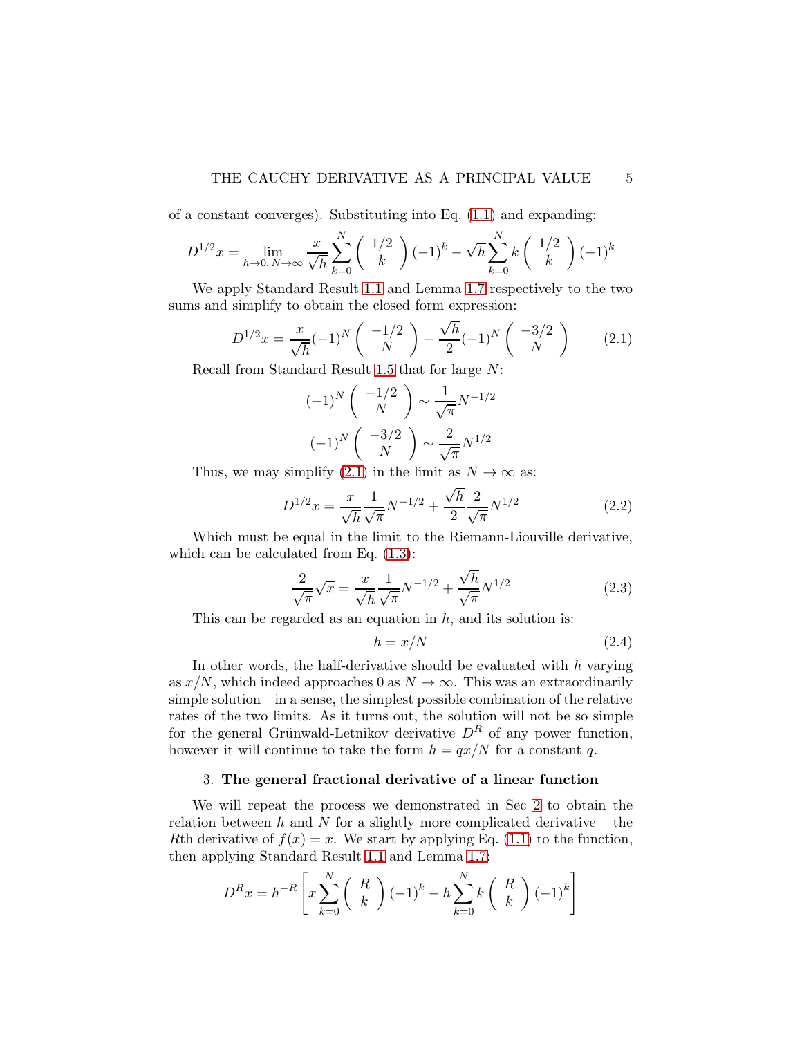of a constant converges). Substituting into Eq. (1.1) and expanding:

$$D^{1/2}x = \lim_{h\to 0,\, N\to\infty} \frac{x}{\sqrt{h}} \sum_{k=0}^{N} \binom{1/2}{k} (-1)^k - \sqrt{h} \sum_{k=0}^{N} k \binom{1/2}{k} (-1)^k$$

We apply Standard Result 1.1 and Lemma 1.7 respectively to the two sums and simplify to obtain the closed form expression:

$$D^{1/2}x = \frac{x}{\sqrt{h}} (-1)^N \binom{-1/2}{N} + \frac{\sqrt{h}}{2} (-1)^N \binom{-3/2}{N} \tag{2.1}$$

Recall from Standard Result 1.5 that for large $N$:

$$(-1)^N \binom{-1/2}{N} \sim \frac{1}{\sqrt{\pi}} N^{-1/2}$$

$$(-1)^N \binom{-3/2}{N} \sim \frac{2}{\sqrt{\pi}} N^{1/2}$$

Thus, we may simplify (2.1) in the limit as $N \to \infty$ as:

$$D^{1/2}x = \frac{x}{\sqrt{h}} \frac{1}{\sqrt{\pi}} N^{-1/2} + \frac{\sqrt{h}}{2} \frac{2}{\sqrt{\pi}} N^{1/2} \tag{2.2}$$

Which must be equal in the limit to the Riemann-Liouville derivative, which can be calculated from Eq. (1.3):

$$\frac{2}{\sqrt{\pi}} \sqrt{x} = \frac{x}{\sqrt{h}} \frac{1}{\sqrt{\pi}} N^{-1/2} + \frac{\sqrt{h}}{\sqrt{\pi}} N^{1/2} \tag{2.3}$$

This can be regarded as an equation in $h$, and its solution is:

$$h = x/N \tag{2.4}$$

In other words, the half-derivative should be evaluated with $h$ varying as $x/N$, which indeed approaches 0 as $N \to \infty$. This was an extraordinarily simple solution – in a sense, the simplest possible combination of the relative rates of the two limits. As it turns out, the solution will not be so simple for the general Grünwald-Letnikov derivative $D^R$ of any power function, however it will continue to take the form $h = qx/N$ for a constant $q$.

## 3. The general fractional derivative of a linear function

We will repeat the process we demonstrated in Sec 2 to obtain the relation between $h$ and $N$ for a slightly more complicated derivative – the $R$th derivative of $f(x) = x$. We start by applying Eq. (1.1) to the function, then applying Standard Result 1.1 and Lemma 1.7:

$$D^R x = h^{-R} \left[ x \sum_{k=0}^{N} \binom{R}{k} (-1)^k - h \sum_{k=0}^{N} k \binom{R}{k} (-1)^k \right]$$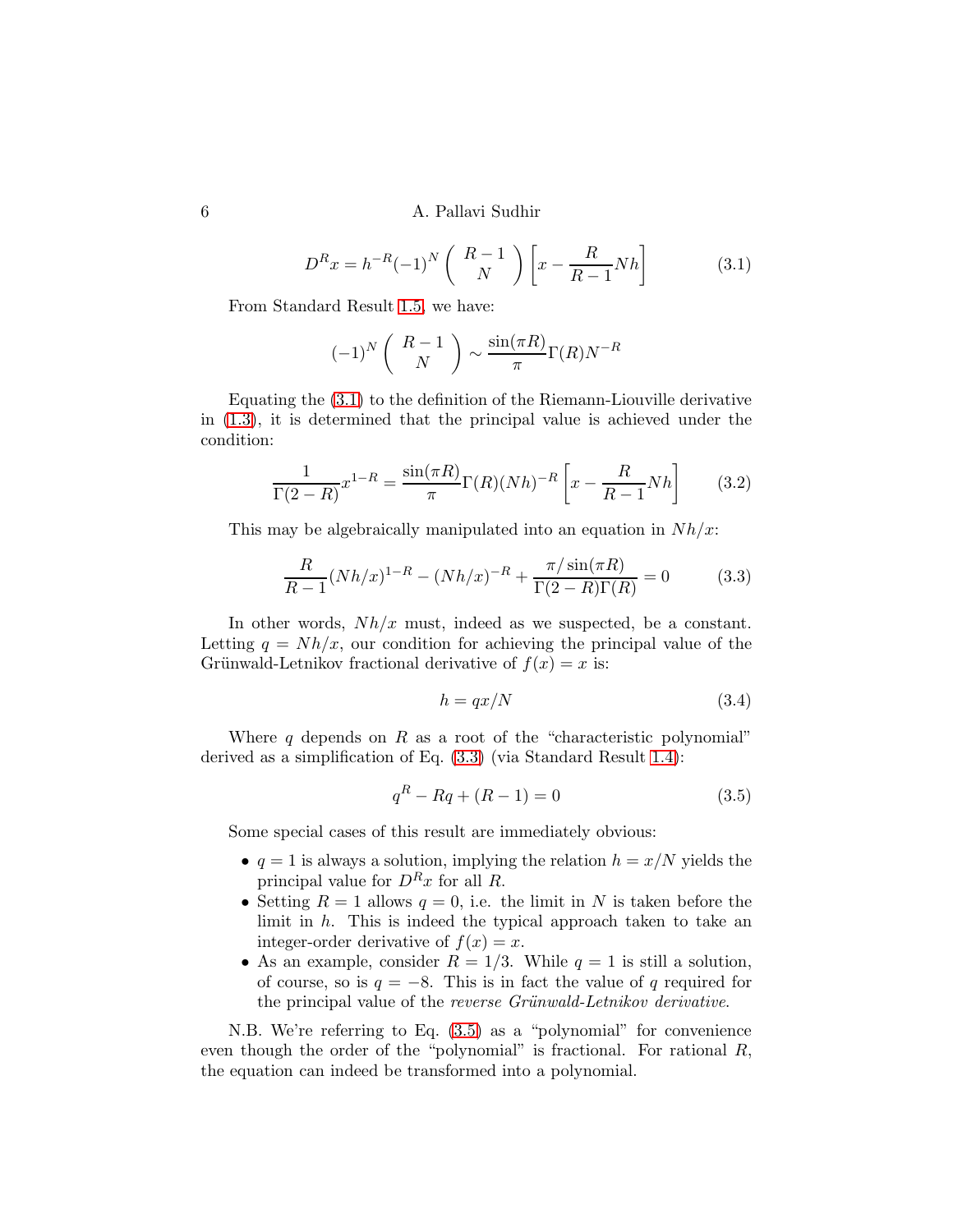$$D^R x = h^{-R}(-1)^N \binom{R-1}{N} \left[ x - \frac{R}{R-1} Nh \right] \tag{3.1}$$

From Standard Result 1.5, we have:

$$(-1)^N \binom{R-1}{N} \sim \frac{\sin(\pi R)}{\pi} \Gamma(R) N^{-R}$$

Equating the (3.1) to the definition of the Riemann-Liouville derivative in (1.3), it is determined that the principal value is achieved under the condition:

$$\frac{1}{\Gamma(2-R)} x^{1-R} = \frac{\sin(\pi R)}{\pi} \Gamma(R) (Nh)^{-R} \left[ x - \frac{R}{R-1} Nh \right] \tag{3.2}$$

This may be algebraically manipulated into an equation in $Nh/x$:

$$\frac{R}{R-1} (Nh/x)^{1-R} - (Nh/x)^{-R} + \frac{\pi / \sin(\pi R)}{\Gamma(2-R)\Gamma(R)} = 0 \tag{3.3}$$

In other words, $Nh/x$ must, indeed as we suspected, be a constant. Letting $q = Nh/x$, our condition for achieving the principal value of the Grünwald-Letnikov fractional derivative of $f(x) = x$ is:

$$h = qx/N \tag{3.4}$$

Where $q$ depends on $R$ as a root of the "characteristic polynomial" derived as a simplification of Eq. (3.3) (via Standard Result 1.4):

$$q^R - Rq + (R-1) = 0 \tag{3.5}$$

Some special cases of this result are immediately obvious:

- $q = 1$ is always a solution, implying the relation $h = x/N$ yields the principal value for $D^R x$ for all $R$.
- Setting $R = 1$ allows $q = 0$, i.e. the limit in $N$ is taken before the limit in $h$. This is indeed the typical approach taken to take an integer-order derivative of $f(x) = x$.
- As an example, consider $R = 1/3$. While $q = 1$ is still a solution, of course, so is $q = -8$. This is in fact the value of $q$ required for the principal value of the *reverse Grünwald-Letnikov derivative*.

N.B. We're referring to Eq. (3.5) as a "polynomial" for convenience even though the order of the "polynomial" is fractional. For rational $R$, the equation can indeed be transformed into a polynomial.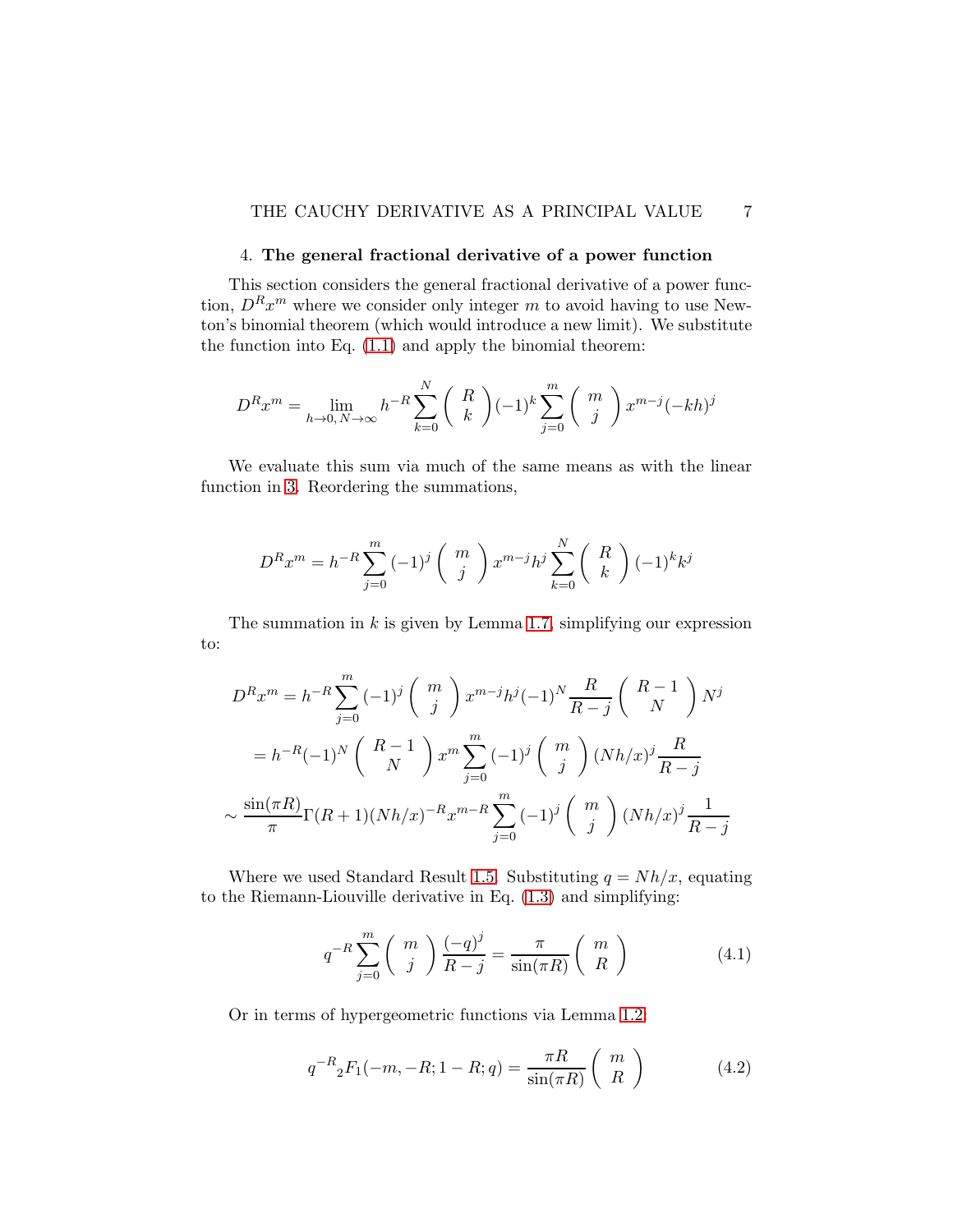## 4. The general fractional derivative of a power function

This section considers the general fractional derivative of a power function, $D^R x^m$ where we consider only integer $m$ to avoid having to use Newton's binomial theorem (which would introduce a new limit). We substitute the function into Eq. (1.1) and apply the binomial theorem:

$$D^R x^m = \lim_{h\to 0,\, N\to\infty} h^{-R} \sum_{k=0}^{N} \binom{R}{k} (-1)^k \sum_{j=0}^{m} \binom{m}{j} x^{m-j} (-kh)^j$$

We evaluate this sum via much of the same means as with the linear function in 3. Reordering the summations,

$$D^R x^m = h^{-R} \sum_{j=0}^{m} (-1)^j \binom{m}{j} x^{m-j} h^j \sum_{k=0}^{N} \binom{R}{k} (-1)^k k^j$$

The summation in $k$ is given by Lemma 1.7, simplifying our expression to:

$$\begin{aligned}
D^R x^m &= h^{-R} \sum_{j=0}^{m} (-1)^j \binom{m}{j} x^{m-j} h^j (-1)^N \frac{R}{R-j} \binom{R-1}{N} N^j \\
&= h^{-R} (-1)^N \binom{R-1}{N} x^m \sum_{j=0}^{m} (-1)^j \binom{m}{j} (Nh/x)^j \frac{R}{R-j} \\
&\sim \frac{\sin(\pi R)}{\pi} \Gamma(R+1) (Nh/x)^{-R} x^{m-R} \sum_{j=0}^{m} (-1)^j \binom{m}{j} (Nh/x)^j \frac{1}{R-j}
\end{aligned}$$

Where we used Standard Result 1.5. Substituting $q = Nh/x$, equating to the Riemann-Liouville derivative in Eq. (1.3) and simplifying:

$$q^{-R} \sum_{j=0}^{m} \binom{m}{j} \frac{(-q)^j}{R-j} = \frac{\pi}{\sin(\pi R)} \binom{m}{R} \tag{4.1}$$

Or in terms of hypergeometric functions via Lemma 1.2:

$$q^{-R} {}_2F_1(-m, -R; 1-R; q) = \frac{\pi R}{\sin(\pi R)} \binom{m}{R} \tag{4.2}$$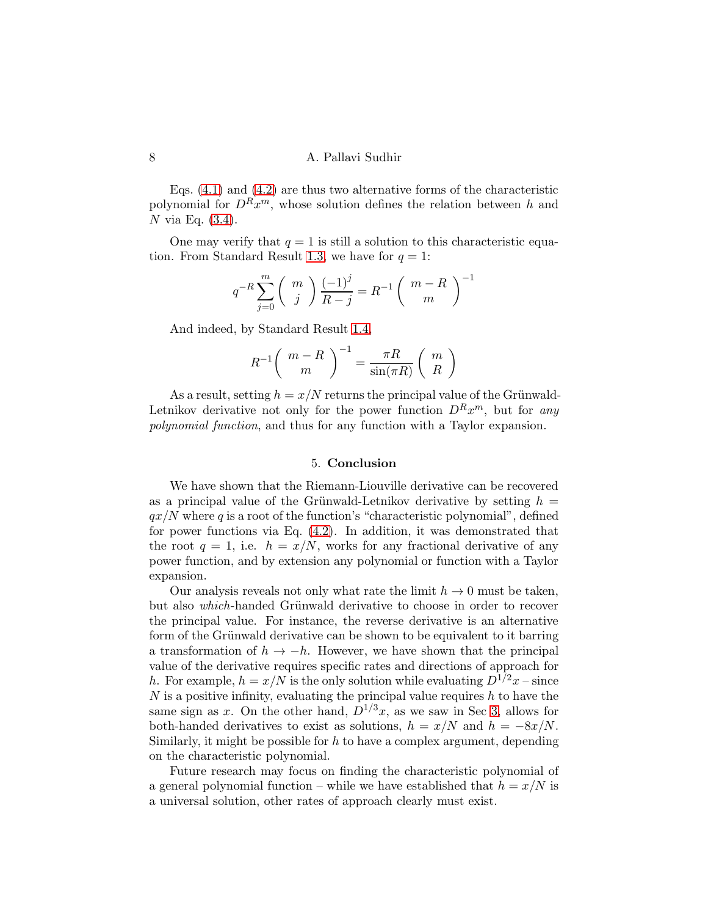Eqs. (4.1) and (4.2) are thus two alternative forms of the characteristic polynomial for $D^R x^m$, whose solution defines the relation between $h$ and $N$ via Eq. (3.4).

One may verify that $q = 1$ is still a solution to this characteristic equation. From Standard Result 1.3, we have for $q = 1$:

$$q^{-R} \sum_{j=0}^{m} \binom{m}{j} \frac{(-1)^j}{R-j} = R^{-1} \binom{m-R}{m}^{-1}$$

And indeed, by Standard Result 1.4,

$$R^{-1} \binom{m-R}{m}^{-1} = \frac{\pi R}{\sin(\pi R)} \binom{m}{R}$$

As a result, setting $h = x/N$ returns the principal value of the Grünwald-Letnikov derivative not only for the power function $D^R x^m$, but for *any polynomial function*, and thus for any function with a Taylor expansion.

## 5. **Conclusion**

We have shown that the Riemann-Liouville derivative can be recovered as a principal value of the Grünwald-Letnikov derivative by setting $h = qx/N$ where $q$ is a root of the function's "characteristic polynomial", defined for power functions via Eq. (4.2). In addition, it was demonstrated that the root $q = 1$, i.e. $h = x/N$, works for any fractional derivative of any power function, and by extension any polynomial or function with a Taylor expansion.

Our analysis reveals not only what rate the limit $h \to 0$ must be taken, but also *which*-handed Grünwald derivative to choose in order to recover the principal value. For instance, the reverse derivative is an alternative form of the Grünwald derivative can be shown to be equivalent to it barring a transformation of $h \to -h$. However, we have shown that the principal value of the derivative requires specific rates and directions of approach for $h$. For example, $h = x/N$ is the only solution while evaluating $D^{1/2}x$ – since $N$ is a positive infinity, evaluating the principal value requires $h$ to have the same sign as $x$. On the other hand, $D^{1/3}x$, as we saw in Sec 3, allows for both-handed derivatives to exist as solutions, $h = x/N$ and $h = -8x/N$. Similarly, it might be possible for $h$ to have a complex argument, depending on the characteristic polynomial.

Future research may focus on finding the characteristic polynomial of a general polynomial function – while we have established that $h = x/N$ is a universal solution, other rates of approach clearly must exist.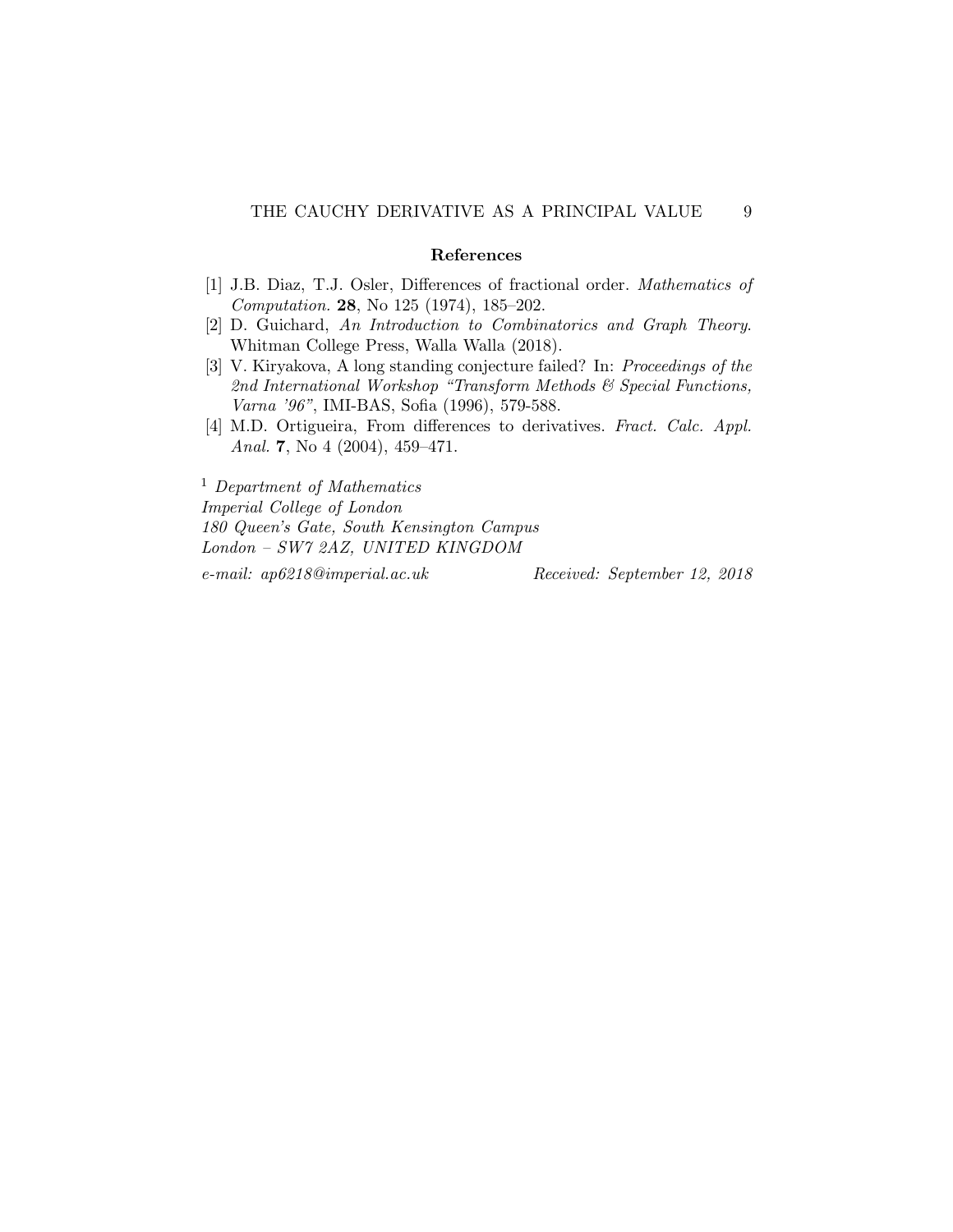## References

[1] J.B. Diaz, T.J. Osler, Differences of fractional order. *Mathematics of Computation.* **28**, No 125 (1974), 185–202.

[2] D. Guichard, *An Introduction to Combinatorics and Graph Theory*. Whitman College Press, Walla Walla (2018).

[3] V. Kiryakova, A long standing conjecture failed? In: *Proceedings of the 2nd International Workshop "Transform Methods & Special Functions, Varna '96"*, IMI-BAS, Sofia (1996), 579-588.

[4] M.D. Ortigueira, From differences to derivatives. *Fract. Calc. Appl. Anal.* **7**, No 4 (2004), 459–471.

[1] *Department of Mathematics*
*Imperial College of London*
*180 Queen's Gate, South Kensington Campus*
*London – SW7 2AZ, UNITED KINGDOM*

*e-mail: ap6218@imperial.ac.uk* *Received: September 12, 2018*